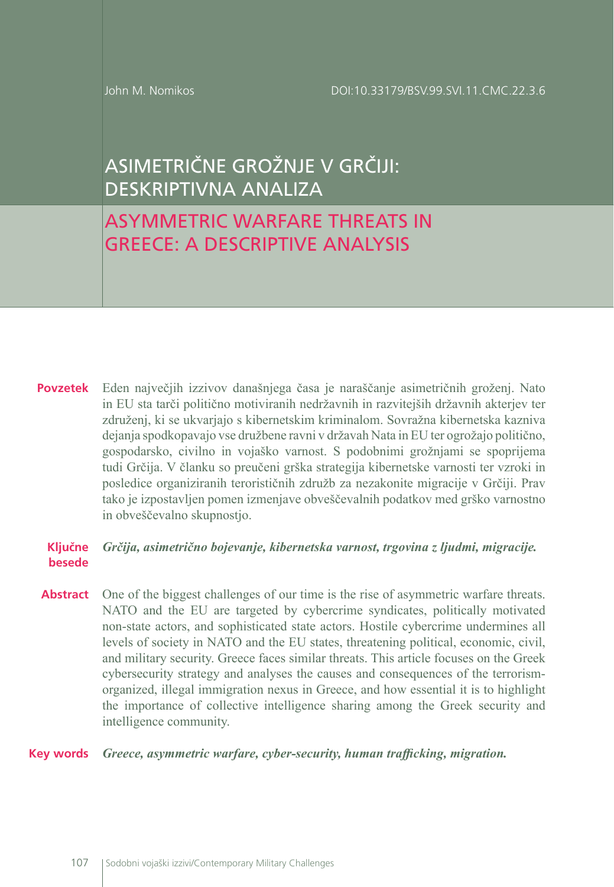John M. Nomikos

DOI:10.33179/BSV.99.SVI.11.CMC.22.3.6

# ASIMETRIČNE GROŽNJE V GRČIJI: DESKRIPTIVNA ANALIZA

# ASYMMETRIC WARFARE THREATS IN GREECE: A DESCRIPTIVE ANALYSIS

**Povzetek** Eden največjih izzivov današnjega časa je naraščanje asimetričnih groženj. Nato in EU sta tarči politično motiviranih nedržavnih in razvitejših državnih akterjev ter združenj, ki se ukvarjajo s kibernetskim kriminalom. Sovražna kibernetska kazniva dejanja spodkopavajo vse družbene ravni v državah Nata in EU ter ogrožajo politično, gospodarsko, civilno in vojaško varnost. S podobnimi grožnjami se spoprijema tudi Grčija. V članku so preučeni grška strategija kibernetske varnosti ter vzroki in posledice organiziranih terorističnih združb za nezakonite migracije v Grčiji. Prav tako je izpostavljen pomen izmenjave obveščevalnih podatkov med grško varnostno in obveščevalno skupnostjo.

**Ključne besede** *Grčija, asimetrično bojevanje, kibernetska varnost, trgovina z ljudmi, migracije.*

**Abstract** One of the biggest challenges of our time is the rise of asymmetric warfare threats. NATO and the EU are targeted by cybercrime syndicates, politically motivated non-state actors, and sophisticated state actors. Hostile cybercrime undermines all levels of society in NATO and the EU states, threatening political, economic, civil, and military security. Greece faces similar threats. This article focuses on the Greek cybersecurity strategy and analyses the causes and consequences of the terrorism-organized, illegal immigration nexus in Greece, and how essential it is to highlight the importance of collective intelligence sharing among the Greek security and intelligence community.

**Key words** *Greece, asymmetric warfare, cyber-security, human trafficking, migration.*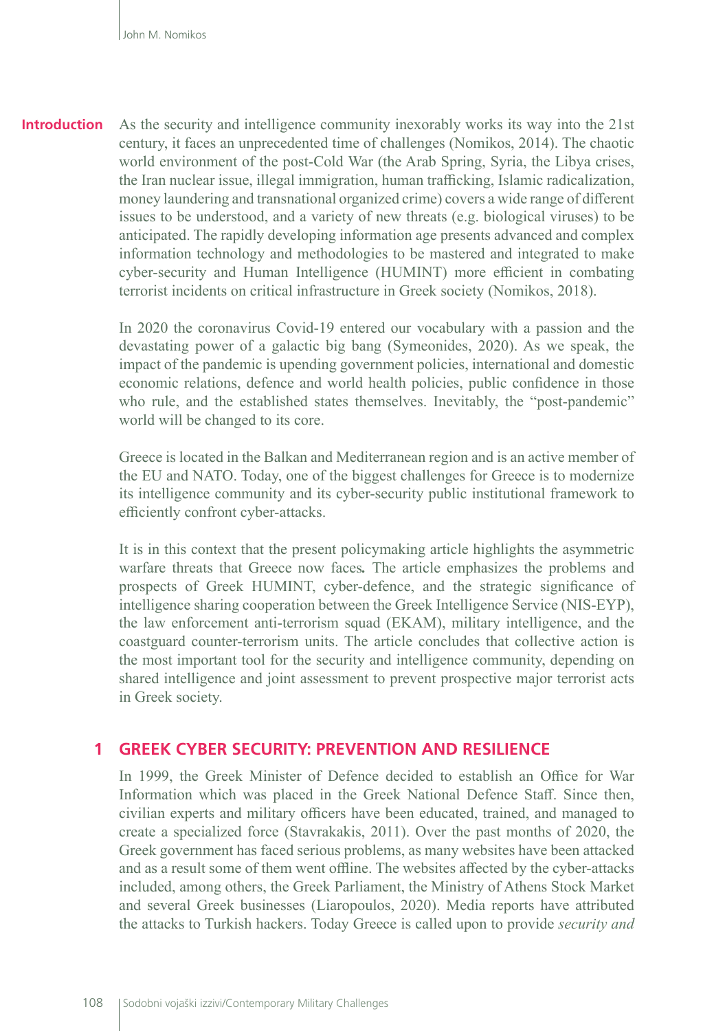## Introduction

As the security and intelligence community inexorably works its way into the 21st century, it faces an unprecedented time of challenges (Nomikos, 2014). The chaotic world environment of the post-Cold War (the Arab Spring, Syria, the Libya crises, the Iran nuclear issue, illegal immigration, human trafficking, Islamic radicalization, money laundering and transnational organized crime) covers a wide range of different issues to be understood, and a variety of new threats (e.g. biological viruses) to be anticipated. The rapidly developing information age presents advanced and complex information technology and methodologies to be mastered and integrated to make cyber-security and Human Intelligence (HUMINT) more efficient in combating terrorist incidents on critical infrastructure in Greek society (Nomikos, 2018).

In 2020 the coronavirus Covid-19 entered our vocabulary with a passion and the devastating power of a galactic big bang (Symeonides, 2020). As we speak, the impact of the pandemic is upending government policies, international and domestic economic relations, defence and world health policies, public confidence in those who rule, and the established states themselves. Inevitably, the "post-pandemic" world will be changed to its core.

Greece is located in the Balkan and Mediterranean region and is an active member of the EU and NATO. Today, one of the biggest challenges for Greece is to modernize its intelligence community and its cyber-security public institutional framework to efficiently confront cyber-attacks.

It is in this context that the present policymaking article highlights the asymmetric warfare threats that Greece now faces*.* The article emphasizes the problems and prospects of Greek HUMINT, cyber-defence, and the strategic significance of intelligence sharing cooperation between the Greek Intelligence Service (NIS-EYP), the law enforcement anti-terrorism squad (EKAM), military intelligence, and the coastguard counter-terrorism units. The article concludes that collective action is the most important tool for the security and intelligence community, depending on shared intelligence and joint assessment to prevent prospective major terrorist acts in Greek society.

## 1 GREEK CYBER SECURITY: PREVENTION AND RESILIENCE

In 1999, the Greek Minister of Defence decided to establish an Office for War Information which was placed in the Greek National Defence Staff. Since then, civilian experts and military officers have been educated, trained, and managed to create a specialized force (Stavrakakis, 2011). Over the past months of 2020, the Greek government has faced serious problems, as many websites have been attacked and as a result some of them went offline. The websites affected by the cyber-attacks included, among others, the Greek Parliament, the Ministry of Athens Stock Market and several Greek businesses (Liaropoulos, 2020). Media reports have attributed the attacks to Turkish hackers. Today Greece is called upon to provide *security and*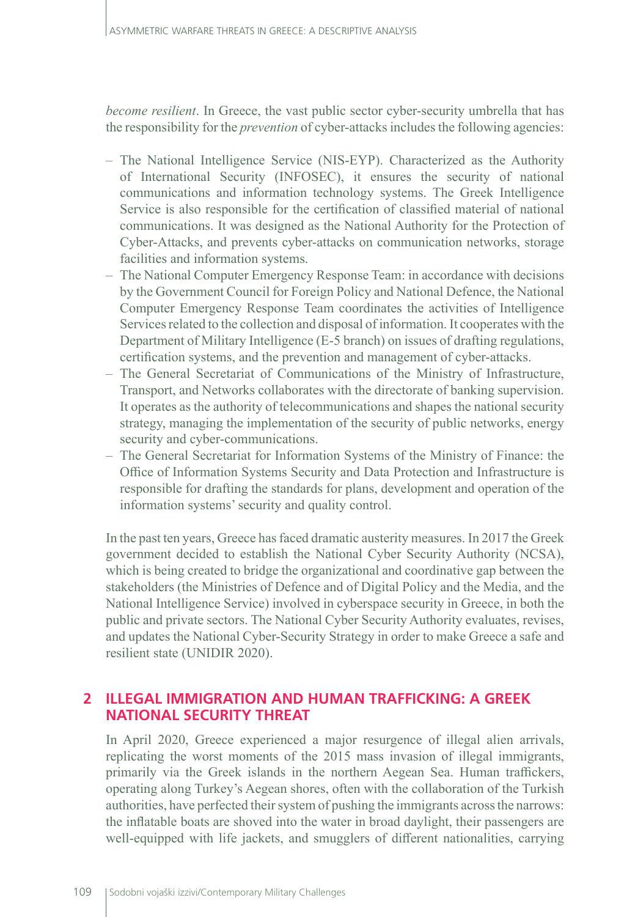*become resilient*. In Greece, the vast public sector cyber-security umbrella that has the responsibility for the *prevention* of cyber-attacks includes the following agencies:

- The National Intelligence Service (NIS-EYP). Characterized as the Authority of International Security (INFOSEC), it ensures the security of national communications and information technology systems. The Greek Intelligence Service is also responsible for the certification of classified material of national communications. It was designed as the National Authority for the Protection of Cyber-Attacks, and prevents cyber-attacks on communication networks, storage facilities and information systems.
- The National Computer Emergency Response Team: in accordance with decisions by the Government Council for Foreign Policy and National Defence, the National Computer Emergency Response Team coordinates the activities of Intelligence Services related to the collection and disposal of information. It cooperates with the Department of Military Intelligence (E-5 branch) on issues of drafting regulations, certification systems, and the prevention and management of cyber-attacks.
- The General Secretariat of Communications of the Ministry of Infrastructure, Transport, and Networks collaborates with the directorate of banking supervision. It operates as the authority of telecommunications and shapes the national security strategy, managing the implementation of the security of public networks, energy security and cyber-communications.
- The General Secretariat for Information Systems of the Ministry of Finance: the Office of Information Systems Security and Data Protection and Infrastructure is responsible for drafting the standards for plans, development and operation of the information systems' security and quality control.

In the past ten years, Greece has faced dramatic austerity measures. In 2017 the Greek government decided to establish the National Cyber Security Authority (NCSA), which is being created to bridge the organizational and coordinative gap between the stakeholders (the Ministries of Defence and of Digital Policy and the Media, and the National Intelligence Service) involved in cyberspace security in Greece, in both the public and private sectors. The National Cyber Security Authority evaluates, revises, and updates the National Cyber-Security Strategy in order to make Greece a safe and resilient state (UNIDIR 2020).

## 2 ILLEGAL IMMIGRATION AND HUMAN TRAFFICKING: A GREEK NATIONAL SECURITY THREAT

In April 2020, Greece experienced a major resurgence of illegal alien arrivals, replicating the worst moments of the 2015 mass invasion of illegal immigrants, primarily via the Greek islands in the northern Aegean Sea. Human traffickers, operating along Turkey's Aegean shores, often with the collaboration of the Turkish authorities, have perfected their system of pushing the immigrants across the narrows: the inflatable boats are shoved into the water in broad daylight, their passengers are well-equipped with life jackets, and smugglers of different nationalities, carrying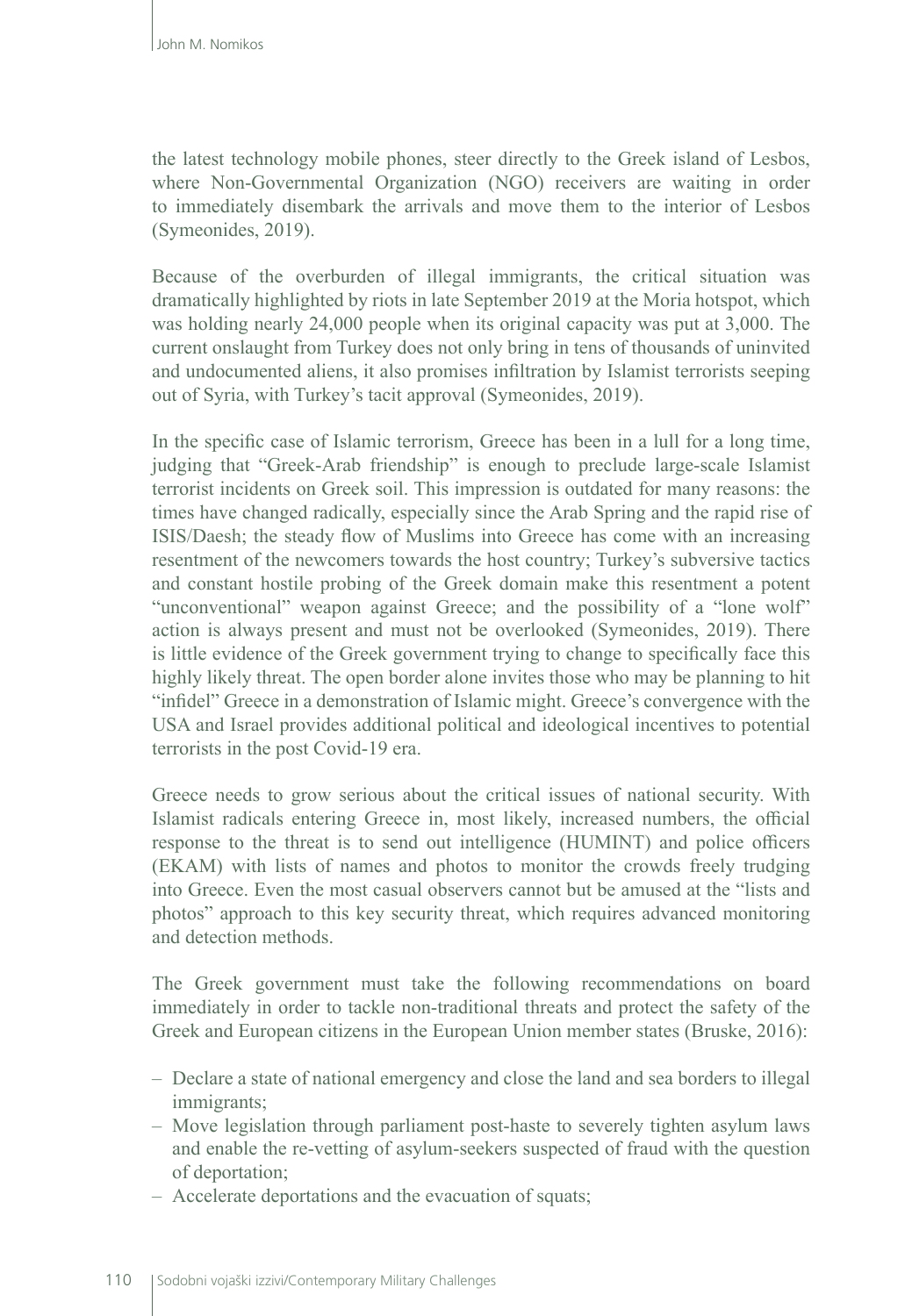the latest technology mobile phones, steer directly to the Greek island of Lesbos, where Non-Governmental Organization (NGO) receivers are waiting in order to immediately disembark the arrivals and move them to the interior of Lesbos (Symeonides, 2019).

Because of the overburden of illegal immigrants, the critical situation was dramatically highlighted by riots in late September 2019 at the Moria hotspot, which was holding nearly 24,000 people when its original capacity was put at 3,000. The current onslaught from Turkey does not only bring in tens of thousands of uninvited and undocumented aliens, it also promises infiltration by Islamist terrorists seeping out of Syria, with Turkey's tacit approval (Symeonides, 2019).

In the specific case of Islamic terrorism, Greece has been in a lull for a long time, judging that "Greek-Arab friendship" is enough to preclude large-scale Islamist terrorist incidents on Greek soil. This impression is outdated for many reasons: the times have changed radically, especially since the Arab Spring and the rapid rise of ISIS/Daesh; the steady flow of Muslims into Greece has come with an increasing resentment of the newcomers towards the host country; Turkey's subversive tactics and constant hostile probing of the Greek domain make this resentment a potent "unconventional" weapon against Greece; and the possibility of a "lone wolf" action is always present and must not be overlooked (Symeonides, 2019). There is little evidence of the Greek government trying to change to specifically face this highly likely threat. The open border alone invites those who may be planning to hit "infidel" Greece in a demonstration of Islamic might. Greece's convergence with the USA and Israel provides additional political and ideological incentives to potential terrorists in the post Covid-19 era.

Greece needs to grow serious about the critical issues of national security. With Islamist radicals entering Greece in, most likely, increased numbers, the official response to the threat is to send out intelligence (HUMINT) and police officers (EKAM) with lists of names and photos to monitor the crowds freely trudging into Greece. Even the most casual observers cannot but be amused at the "lists and photos" approach to this key security threat, which requires advanced monitoring and detection methods.

The Greek government must take the following recommendations on board immediately in order to tackle non-traditional threats and protect the safety of the Greek and European citizens in the European Union member states (Bruske, 2016):

- Declare a state of national emergency and close the land and sea borders to illegal immigrants;
- Move legislation through parliament post-haste to severely tighten asylum laws and enable the re-vetting of asylum-seekers suspected of fraud with the question of deportation;
- Accelerate deportations and the evacuation of squats;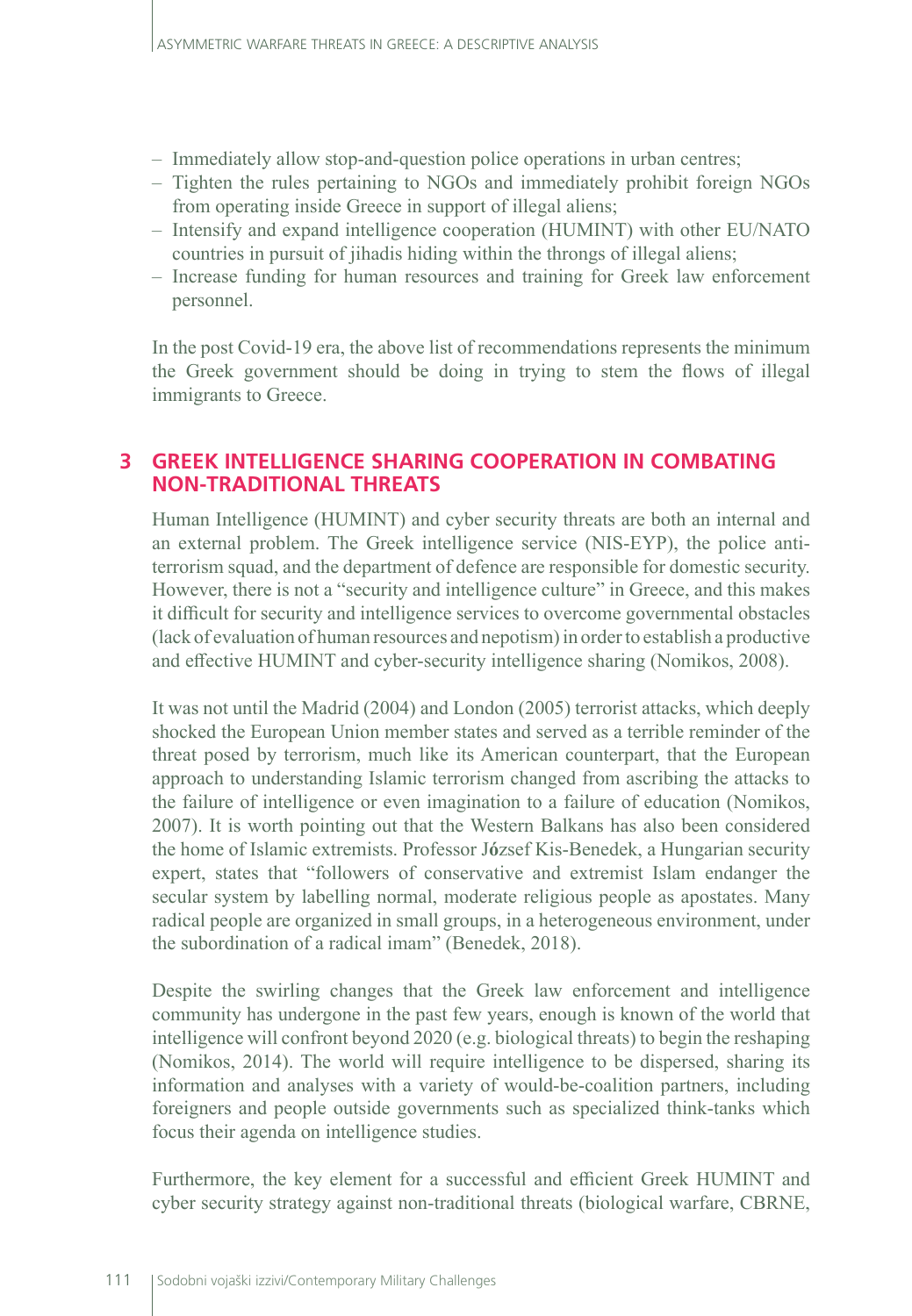- Immediately allow stop-and-question police operations in urban centres;
- Tighten the rules pertaining to NGOs and immediately prohibit foreign NGOs from operating inside Greece in support of illegal aliens;
- Intensify and expand intelligence cooperation (HUMINT) with other EU/NATO countries in pursuit of jihadis hiding within the throngs of illegal aliens;
- Increase funding for human resources and training for Greek law enforcement personnel.

In the post Covid-19 era, the above list of recommendations represents the minimum the Greek government should be doing in trying to stem the flows of illegal immigrants to Greece.

## 3 GREEK INTELLIGENCE SHARING COOPERATION IN COMBATING NON-TRADITIONAL THREATS

Human Intelligence (HUMINT) and cyber security threats are both an internal and an external problem. The Greek intelligence service (NIS-EYP), the police anti-terrorism squad, and the department of defence are responsible for domestic security. However, there is not a "security and intelligence culture" in Greece, and this makes it difficult for security and intelligence services to overcome governmental obstacles (lack of evaluation of human resources and nepotism) in order to establish a productive and effective HUMINT and cyber-security intelligence sharing (Nomikos, 2008).

It was not until the Madrid (2004) and London (2005) terrorist attacks, which deeply shocked the European Union member states and served as a terrible reminder of the threat posed by terrorism, much like its American counterpart, that the European approach to understanding Islamic terrorism changed from ascribing the attacks to the failure of intelligence or even imagination to a failure of education (Nomikos, 2007). It is worth pointing out that the Western Balkans has also been considered the home of Islamic extremists. Professor József Kis-Benedek, a Hungarian security expert, states that "followers of conservative and extremist Islam endanger the secular system by labelling normal, moderate religious people as apostates. Many radical people are organized in small groups, in a heterogeneous environment, under the subordination of a radical imam" (Benedek, 2018).

Despite the swirling changes that the Greek law enforcement and intelligence community has undergone in the past few years, enough is known of the world that intelligence will confront beyond 2020 (e.g. biological threats) to begin the reshaping (Nomikos, 2014). The world will require intelligence to be dispersed, sharing its information and analyses with a variety of would-be-coalition partners, including foreigners and people outside governments such as specialized think-tanks which focus their agenda on intelligence studies.

Furthermore, the key element for a successful and efficient Greek HUMINT and cyber security strategy against non-traditional threats (biological warfare, CBRNE,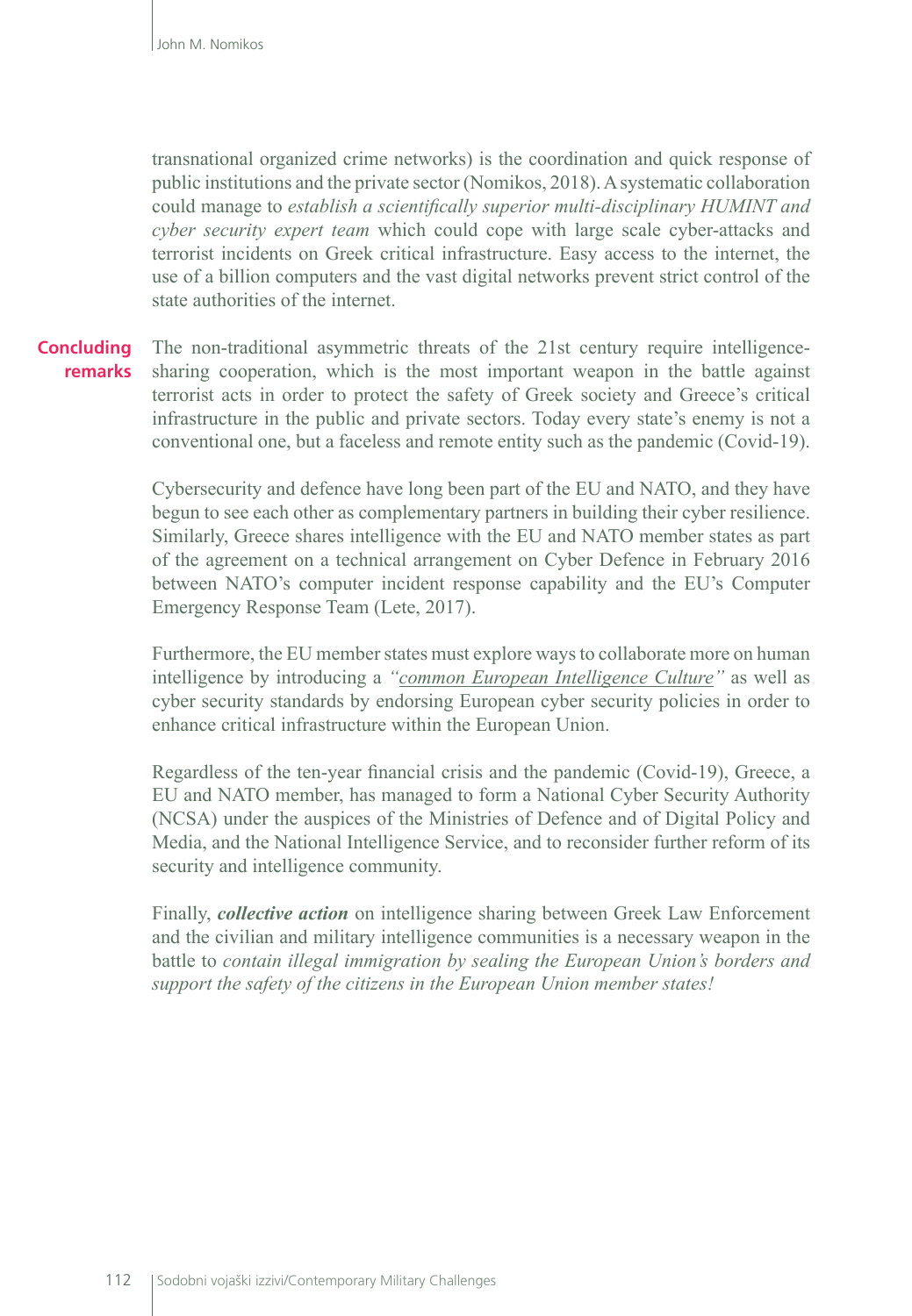transnational organized crime networks) is the coordination and quick response of public institutions and the private sector (Nomikos, 2018). A systematic collaboration could manage to *establish a scientifically superior multi-disciplinary HUMINT and cyber security expert team* which could cope with large scale cyber-attacks and terrorist incidents on Greek critical infrastructure. Easy access to the internet, the use of a billion computers and the vast digital networks prevent strict control of the state authorities of the internet.

## Concluding remarks

The non-traditional asymmetric threats of the 21st century require intelligence-sharing cooperation, which is the most important weapon in the battle against terrorist acts in order to protect the safety of Greek society and Greece's critical infrastructure in the public and private sectors. Today every state's enemy is not a conventional one, but a faceless and remote entity such as the pandemic (Covid-19).

Cybersecurity and defence have long been part of the EU and NATO, and they have begun to see each other as complementary partners in building their cyber resilience. Similarly, Greece shares intelligence with the EU and NATO member states as part of the agreement on a technical arrangement on Cyber Defence in February 2016 between NATO's computer incident response capability and the EU's Computer Emergency Response Team (Lete, 2017).

Furthermore, the EU member states must explore ways to collaborate more on human intelligence by introducing a *"common European Intelligence Culture"* as well as cyber security standards by endorsing European cyber security policies in order to enhance critical infrastructure within the European Union.

Regardless of the ten-year financial crisis and the pandemic (Covid-19), Greece, a EU and NATO member, has managed to form a National Cyber Security Authority (NCSA) under the auspices of the Ministries of Defence and of Digital Policy and Media, and the National Intelligence Service, and to reconsider further reform of its security and intelligence community.

Finally, ***collective action*** on intelligence sharing between Greek Law Enforcement and the civilian and military intelligence communities is a necessary weapon in the battle to *contain illegal immigration by sealing the European Union's borders and support the safety of the citizens in the European Union member states!*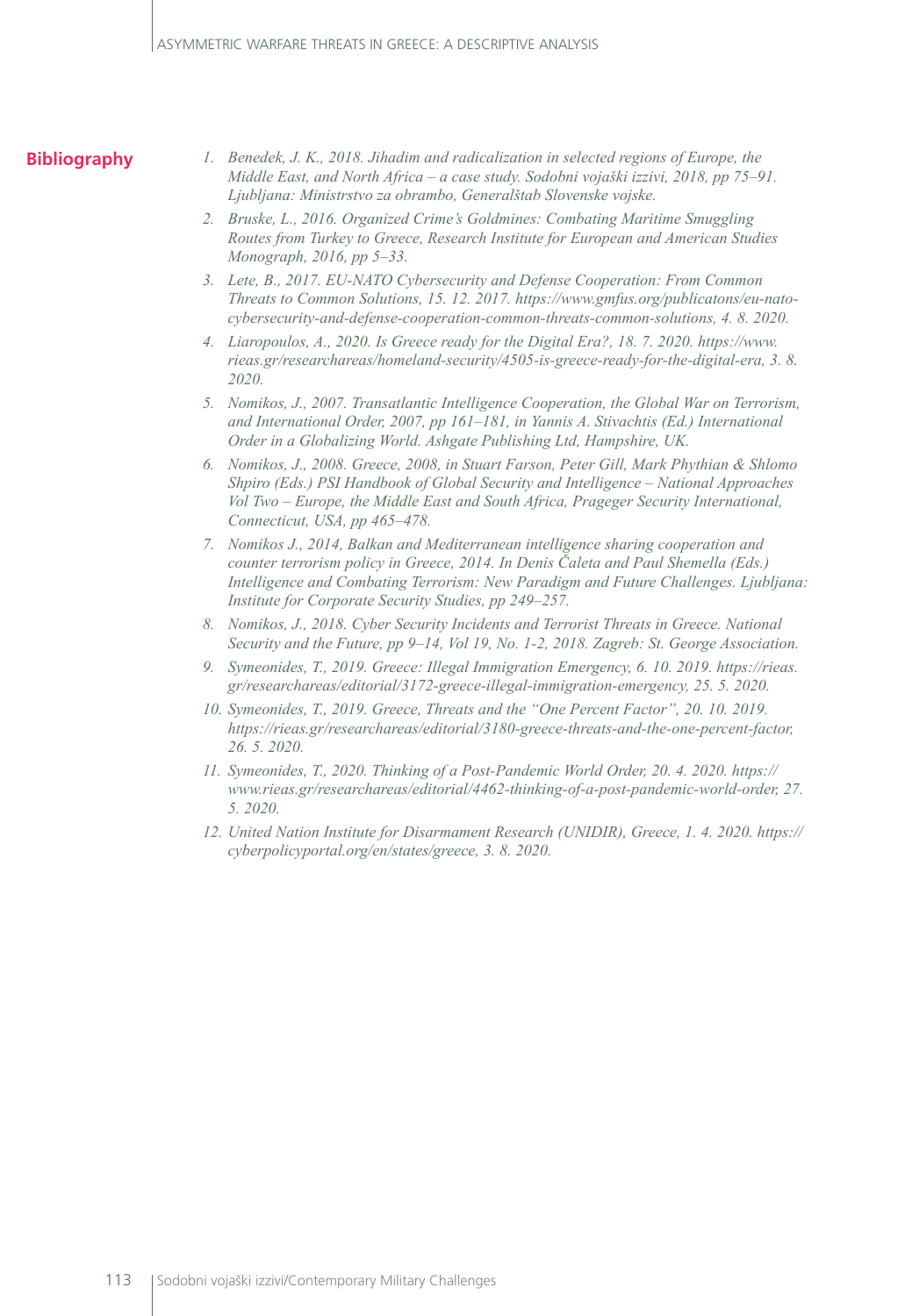## Bibliography

1. *Benedek, J. K., 2018. Jihadim and radicalization in selected regions of Europe, the Middle East, and North Africa – a case study. Sodobni vojaški izzivi, 2018, pp 75–91. Ljubljana: Ministrstvo za obrambo, Generalštab Slovenske vojske.*
2. *Bruske, L., 2016. Organized Crime's Goldmines: Combating Maritime Smuggling Routes from Turkey to Greece, Research Institute for European and American Studies Monograph, 2016, pp 5–33.*
3. *Lete, B., 2017. EU-NATO Cybersecurity and Defense Cooperation: From Common Threats to Common Solutions, 15. 12. 2017. https://www.gmfus.org/publicatons/eu-nato-cybersecurity-and-defense-cooperation-common-threats-common-solutions, 4. 8. 2020.*
4. *Liaropoulos, A., 2020. Is Greece ready for the Digital Era?, 18. 7. 2020. https://www.rieas.gr/researchareas/homeland-security/4505-is-greece-ready-for-the-digital-era, 3. 8. 2020.*
5. *Nomikos, J., 2007. Transatlantic Intelligence Cooperation, the Global War on Terrorism, and International Order, 2007, pp 161–181, in Yannis A. Stivachtis (Ed.) International Order in a Globalizing World. Ashgate Publishing Ltd, Hampshire, UK.*
6. *Nomikos, J., 2008. Greece, 2008, in Stuart Farson, Peter Gill, Mark Phythian & Shlomo Shpiro (Eds.) PSI Handbook of Global Security and Intelligence – National Approaches Vol Two – Europe, the Middle East and South Africa, Prageger Security International, Connecticut, USA, pp 465–478.*
7. *Nomikos J., 2014, Balkan and Mediterranean intelligence sharing cooperation and counter terrorism policy in Greece, 2014. In Denis Čaleta and Paul Shemella (Eds.) Intelligence and Combating Terrorism: New Paradigm and Future Challenges. Ljubljana: Institute for Corporate Security Studies, pp 249–257.*
8. *Nomikos, J., 2018. Cyber Security Incidents and Terrorist Threats in Greece. National Security and the Future, pp 9–14, Vol 19, No. 1-2, 2018. Zagreb: St. George Association.*
9. *Symeonides, T., 2019. Greece: Illegal Immigration Emergency, 6. 10. 2019. https://rieas.gr/researchareas/editorial/3172-greece-illegal-immigration-emergency, 25. 5. 2020.*
10. *Symeonides, T., 2019. Greece, Threats and the "One Percent Factor", 20. 10. 2019. https://rieas.gr/researchareas/editorial/3180-greece-threats-and-the-one-percent-factor, 26. 5. 2020.*
11. *Symeonides, T., 2020. Thinking of a Post-Pandemic World Order, 20. 4. 2020. https://www.rieas.gr/researchareas/editorial/4462-thinking-of-a-post-pandemic-world-order, 27. 5. 2020.*
12. *United Nation Institute for Disarmament Research (UNIDIR), Greece, 1. 4. 2020. https://cyberpolicyportal.org/en/states/greece, 3. 8. 2020.*